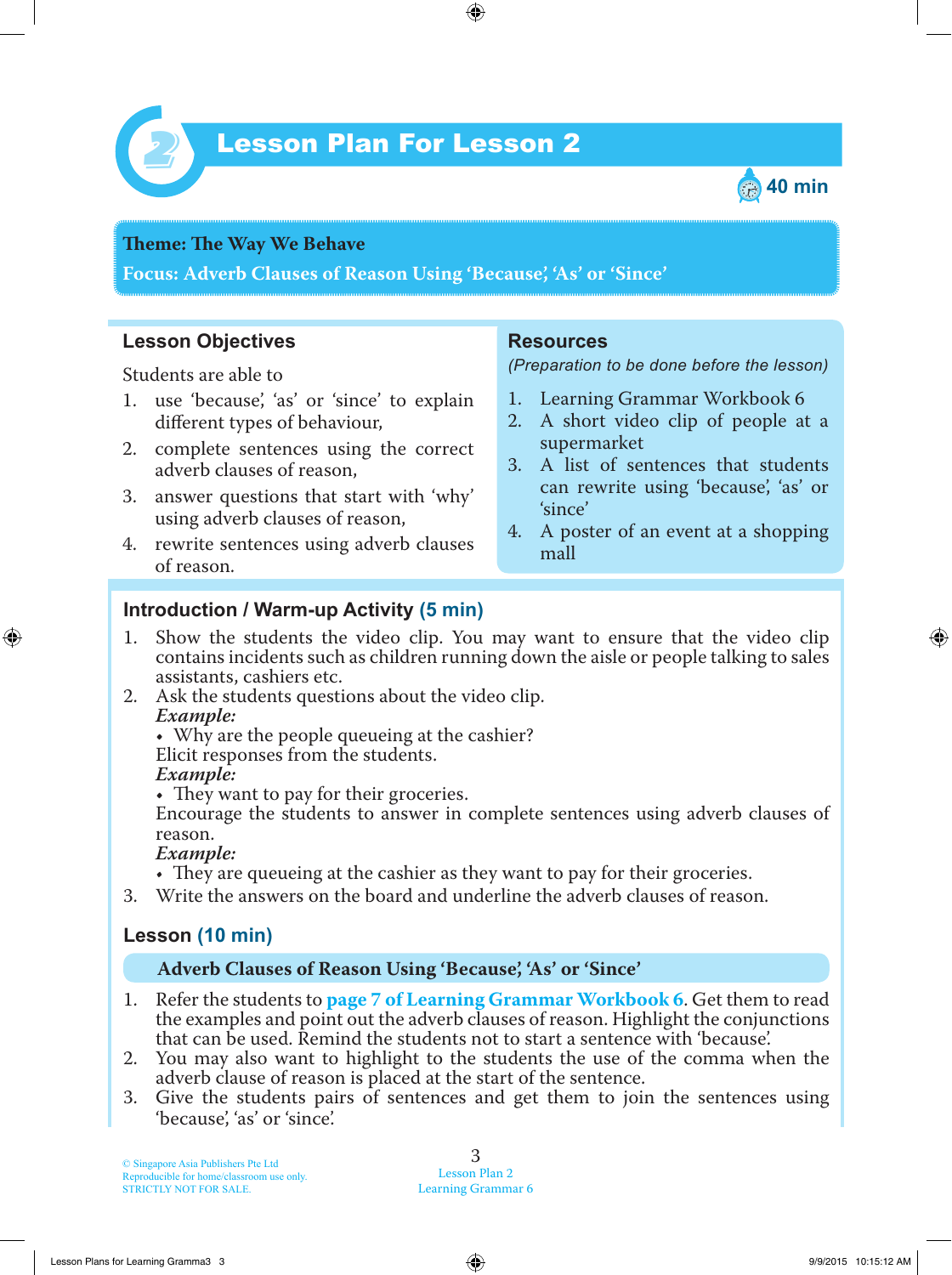# Lesson Plan For Lesson 2

40 min

**Theme: The Way We Behave**

**Focus: Adverb Clauses of Reason Using 'Because', 'As' or 'Since'**

## Lesson Objectives

Students are able to

1. use 'because', 'as' or 'since' to explain different types of behaviour,
2. complete sentences using the correct adverb clauses of reason,
3. answer questions that start with 'why' using adverb clauses of reason,
4. rewrite sentences using adverb clauses of reason.

## Resources

*(Preparation to be done before the lesson)*

1. Learning Grammar Workbook 6
2. A short video clip of people at a supermarket
3. A list of sentences that students can rewrite using 'because', 'as' or 'since'
4. A poster of an event at a shopping mall

## Introduction / Warm-up Activity (5 min)

1. Show the students the video clip. You may want to ensure that the video clip contains incidents such as children running down the aisle or people talking to sales assistants, cashiers etc.
2. Ask the students questions about the video clip.
   ***Example:***
   - Why are the people queueing at the cashier?

   Elicit responses from the students.
   ***Example:***
   - They want to pay for their groceries.

   Encourage the students to answer in complete sentences using adverb clauses of reason.
   ***Example:***
   - They are queueing at the cashier as they want to pay for their groceries.
3. Write the answers on the board and underline the adverb clauses of reason.

## Lesson (10 min)

### Adverb Clauses of Reason Using 'Because', 'As' or 'Since'

1. Refer the students to **page 7 of Learning Grammar Workbook 6**. Get them to read the examples and point out the adverb clauses of reason. Highlight the conjunctions that can be used. Remind the students not to start a sentence with 'because'.
2. You may also want to highlight to the students the use of the comma when the adverb clause of reason is placed at the start of the sentence.
3. Give the students pairs of sentences and get them to join the sentences using 'because', 'as' or 'since'.

© Singapore Asia Publishers Pte Ltd
Reproducible for home/classroom use only.
STRICTLY NOT FOR SALE.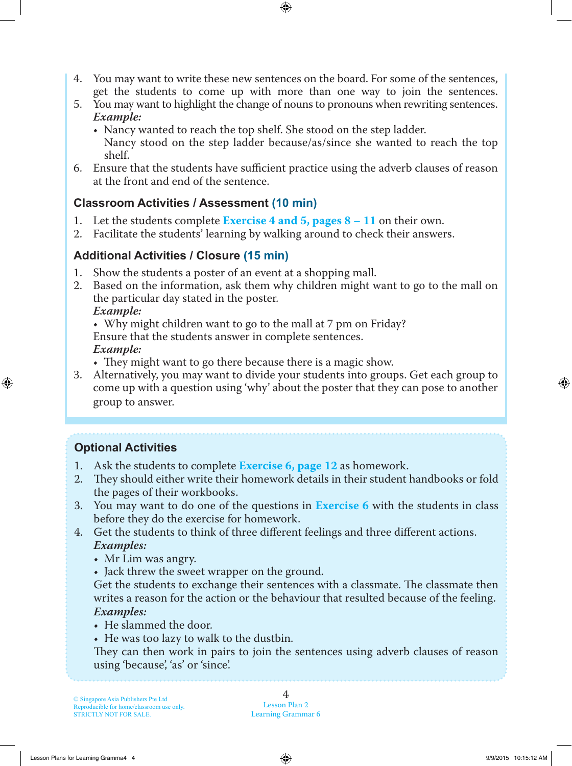4. You may want to write these new sentences on the board. For some of the sentences, get the students to come up with more than one way to join the sentences.
5. You may want to highlight the change of nouns to pronouns when rewriting sentences.
   *Example:*
   - Nancy wanted to reach the top shelf. She stood on the step ladder.
     Nancy stood on the step ladder because/as/since she wanted to reach the top shelf.
6. Ensure that the students have sufficient practice using the adverb clauses of reason at the front and end of the sentence.

### Classroom Activities / Assessment (10 min)

1. Let the students complete **Exercise 4 and 5, pages 8 – 11** on their own.
2. Facilitate the students' learning by walking around to check their answers.

### Additional Activities / Closure (15 min)

1. Show the students a poster of an event at a shopping mall.
2. Based on the information, ask them why children might want to go to the mall on the particular day stated in the poster.
   *Example:*
   - Why might children want to go to the mall at 7 pm on Friday?

   Ensure that the students answer in complete sentences.
   *Example:*
   - They might want to go there because there is a magic show.
3. Alternatively, you may want to divide your students into groups. Get each group to come up with a question using 'why' about the poster that they can pose to another group to answer.

### Optional Activities

1. Ask the students to complete **Exercise 6, page 12** as homework.
2. They should either write their homework details in their student handbooks or fold the pages of their workbooks.
3. You may want to do one of the questions in **Exercise 6** with the students in class before they do the exercise for homework.
4. Get the students to think of three different feelings and three different actions.
   *Examples:*
   - Mr Lim was angry.
   - Jack threw the sweet wrapper on the ground.

   Get the students to exchange their sentences with a classmate. The classmate then writes a reason for the action or the behaviour that resulted because of the feeling.
   *Examples:*
   - He slammed the door.
   - He was too lazy to walk to the dustbin.

   They can then work in pairs to join the sentences using adverb clauses of reason using 'because', 'as' or 'since'.

© Singapore Asia Publishers Pte Ltd
Reproducible for home/classroom use only.
STRICTLY NOT FOR SALE.